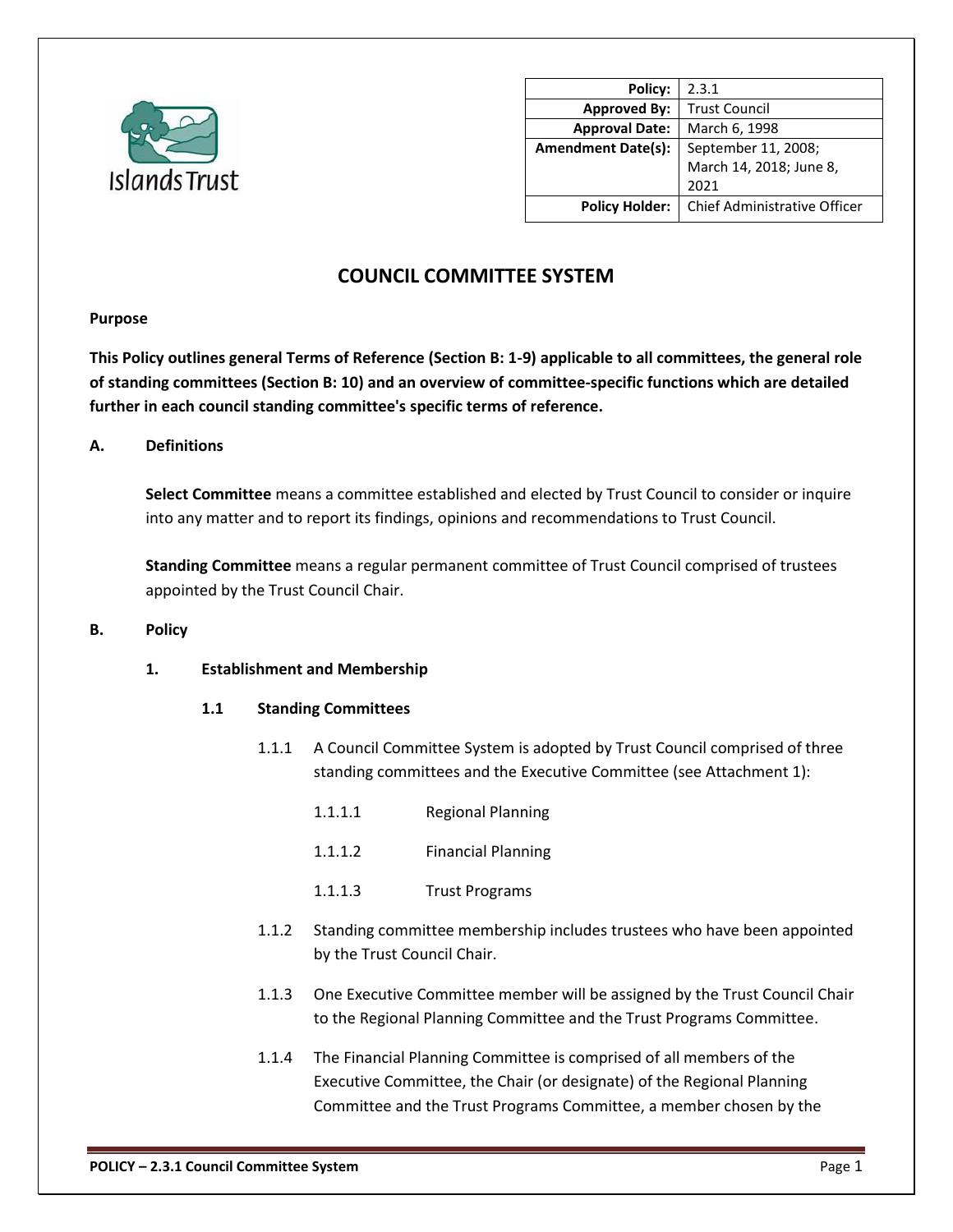| Policy: | 2.3.1 |
| --- | --- |
| Approved By: | Trust Council |
| Approval Date: | March 6, 1998 |
| Amendment Date(s): | September 11, 2008; March 14, 2018; June 8, 2021 |
| Policy Holder: | Chief Administrative Officer |

# COUNCIL COMMITTEE SYSTEM

**Purpose**

**This Policy outlines general Terms of Reference (Section B: 1-9) applicable to all committees, the general role of standing committees (Section B: 10) and an overview of committee-specific functions which are detailed further in each council standing committee's specific terms of reference.**

## A. Definitions

**Select Committee** means a committee established and elected by Trust Council to consider or inquire into any matter and to report its findings, opinions and recommendations to Trust Council.

**Standing Committee** means a regular permanent committee of Trust Council comprised of trustees appointed by the Trust Council Chair.

## B. Policy

### 1. Establishment and Membership

#### 1.1 Standing Committees

1.1.1 A Council Committee System is adopted by Trust Council comprised of three standing committees and the Executive Committee (see Attachment 1):

- 1.1.1.1 Regional Planning
- 1.1.1.2 Financial Planning
- 1.1.1.3 Trust Programs

1.1.2 Standing committee membership includes trustees who have been appointed by the Trust Council Chair.

1.1.3 One Executive Committee member will be assigned by the Trust Council Chair to the Regional Planning Committee and the Trust Programs Committee.

1.1.4 The Financial Planning Committee is comprised of all members of the Executive Committee, the Chair (or designate) of the Regional Planning Committee and the Trust Programs Committee, a member chosen by the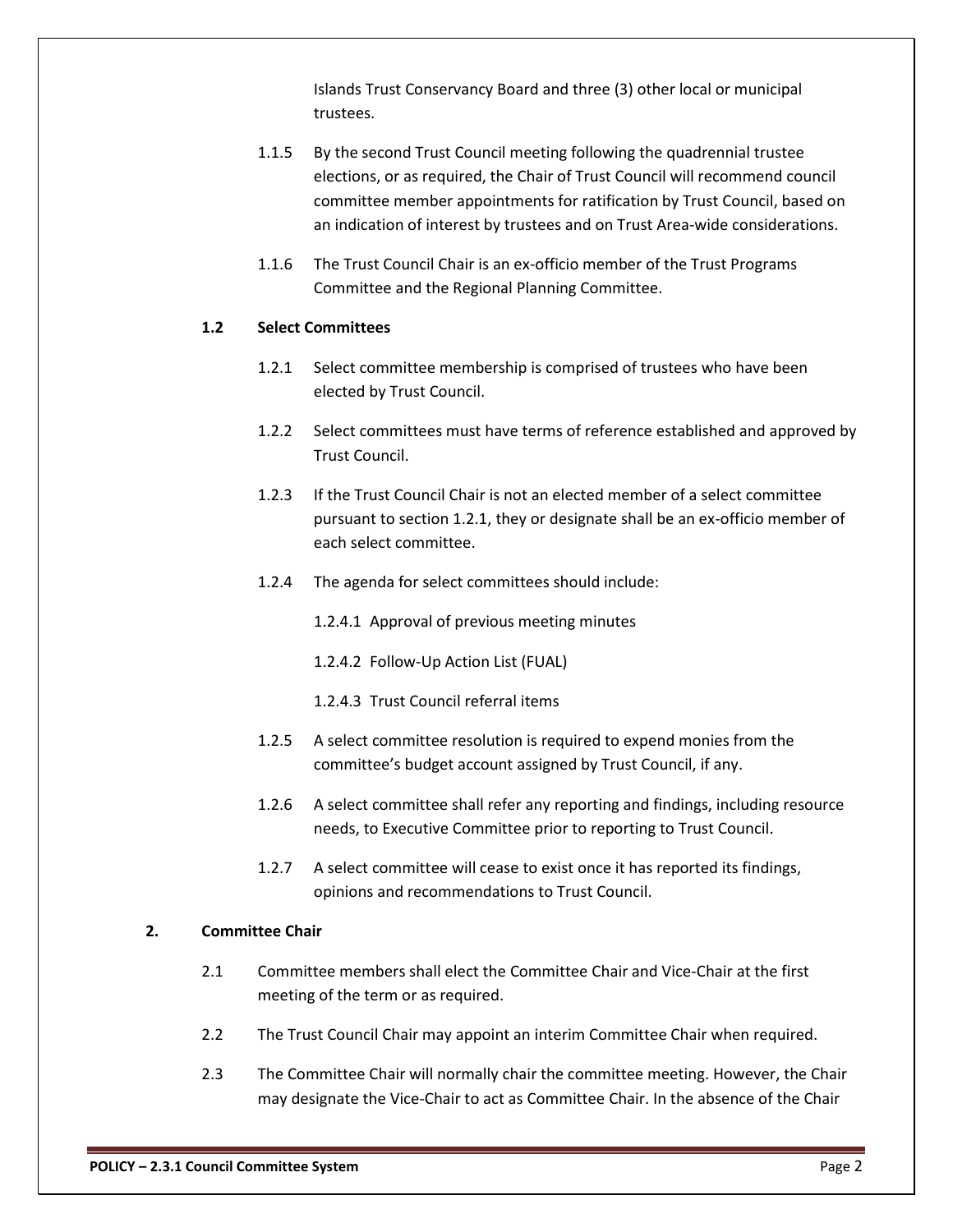Islands Trust Conservancy Board and three (3) other local or municipal trustees.

1.1.5 By the second Trust Council meeting following the quadrennial trustee elections, or as required, the Chair of Trust Council will recommend council committee member appointments for ratification by Trust Council, based on an indication of interest by trustees and on Trust Area-wide considerations.

1.1.6 The Trust Council Chair is an ex-officio member of the Trust Programs Committee and the Regional Planning Committee.

**1.2 Select Committees**

1.2.1 Select committee membership is comprised of trustees who have been elected by Trust Council.

1.2.2 Select committees must have terms of reference established and approved by Trust Council.

1.2.3 If the Trust Council Chair is not an elected member of a select committee pursuant to section 1.2.1, they or designate shall be an ex-officio member of each select committee.

1.2.4 The agenda for select committees should include:

1.2.4.1 Approval of previous meeting minutes

1.2.4.2 Follow-Up Action List (FUAL)

1.2.4.3 Trust Council referral items

1.2.5 A select committee resolution is required to expend monies from the committee's budget account assigned by Trust Council, if any.

1.2.6 A select committee shall refer any reporting and findings, including resource needs, to Executive Committee prior to reporting to Trust Council.

1.2.7 A select committee will cease to exist once it has reported its findings, opinions and recommendations to Trust Council.

**2. Committee Chair**

2.1 Committee members shall elect the Committee Chair and Vice-Chair at the first meeting of the term or as required.

2.2 The Trust Council Chair may appoint an interim Committee Chair when required.

2.3 The Committee Chair will normally chair the committee meeting. However, the Chair may designate the Vice-Chair to act as Committee Chair. In the absence of the Chair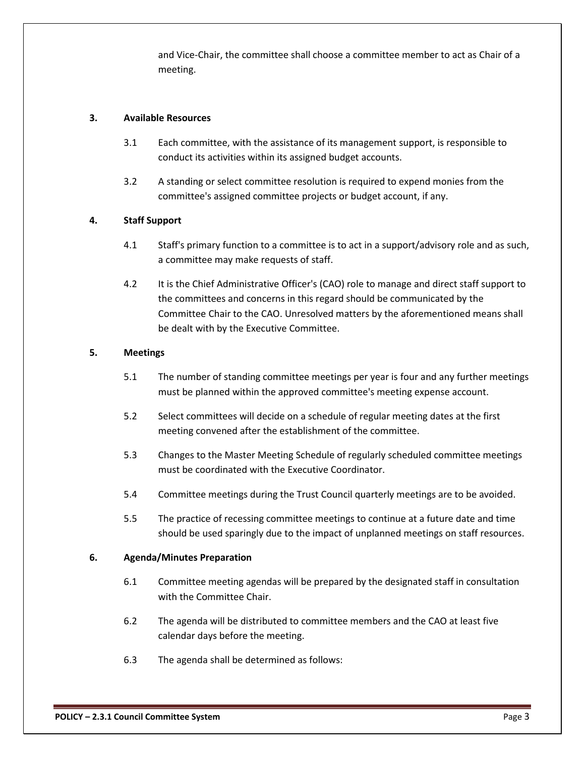and Vice-Chair, the committee shall choose a committee member to act as Chair of a meeting.

## 3. Available Resources

3.1 Each committee, with the assistance of its management support, is responsible to conduct its activities within its assigned budget accounts.

3.2 A standing or select committee resolution is required to expend monies from the committee's assigned committee projects or budget account, if any.

## 4. Staff Support

4.1 Staff's primary function to a committee is to act in a support/advisory role and as such, a committee may make requests of staff.

4.2 It is the Chief Administrative Officer's (CAO) role to manage and direct staff support to the committees and concerns in this regard should be communicated by the Committee Chair to the CAO. Unresolved matters by the aforementioned means shall be dealt with by the Executive Committee.

## 5. Meetings

5.1 The number of standing committee meetings per year is four and any further meetings must be planned within the approved committee's meeting expense account.

5.2 Select committees will decide on a schedule of regular meeting dates at the first meeting convened after the establishment of the committee.

5.3 Changes to the Master Meeting Schedule of regularly scheduled committee meetings must be coordinated with the Executive Coordinator.

5.4 Committee meetings during the Trust Council quarterly meetings are to be avoided.

5.5 The practice of recessing committee meetings to continue at a future date and time should be used sparingly due to the impact of unplanned meetings on staff resources.

## 6. Agenda/Minutes Preparation

6.1 Committee meeting agendas will be prepared by the designated staff in consultation with the Committee Chair.

6.2 The agenda will be distributed to committee members and the CAO at least five calendar days before the meeting.

6.3 The agenda shall be determined as follows: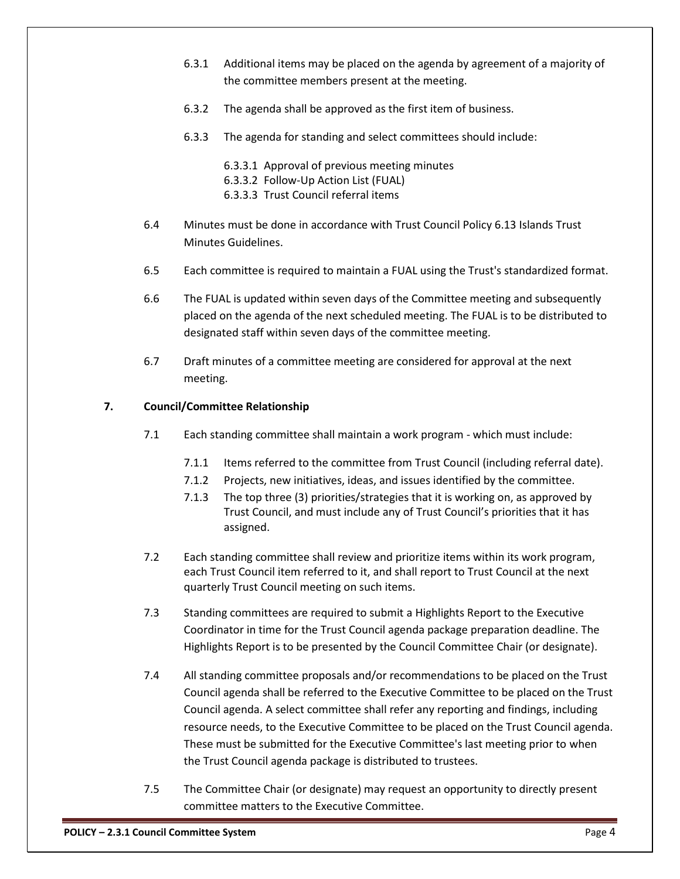6.3.1 Additional items may be placed on the agenda by agreement of a majority of the committee members present at the meeting.

6.3.2 The agenda shall be approved as the first item of business.

6.3.3 The agenda for standing and select committees should include:

6.3.3.1 Approval of previous meeting minutes
6.3.3.2 Follow-Up Action List (FUAL)
6.3.3.3 Trust Council referral items

6.4 Minutes must be done in accordance with Trust Council Policy 6.13 Islands Trust Minutes Guidelines.

6.5 Each committee is required to maintain a FUAL using the Trust's standardized format.

6.6 The FUAL is updated within seven days of the Committee meeting and subsequently placed on the agenda of the next scheduled meeting. The FUAL is to be distributed to designated staff within seven days of the committee meeting.

6.7 Draft minutes of a committee meeting are considered for approval at the next meeting.

## 7. Council/Committee Relationship

7.1 Each standing committee shall maintain a work program - which must include:

7.1.1 Items referred to the committee from Trust Council (including referral date).

7.1.2 Projects, new initiatives, ideas, and issues identified by the committee.

7.1.3 The top three (3) priorities/strategies that it is working on, as approved by Trust Council, and must include any of Trust Council's priorities that it has assigned.

7.2 Each standing committee shall review and prioritize items within its work program, each Trust Council item referred to it, and shall report to Trust Council at the next quarterly Trust Council meeting on such items.

7.3 Standing committees are required to submit a Highlights Report to the Executive Coordinator in time for the Trust Council agenda package preparation deadline. The Highlights Report is to be presented by the Council Committee Chair (or designate).

7.4 All standing committee proposals and/or recommendations to be placed on the Trust Council agenda shall be referred to the Executive Committee to be placed on the Trust Council agenda. A select committee shall refer any reporting and findings, including resource needs, to the Executive Committee to be placed on the Trust Council agenda. These must be submitted for the Executive Committee's last meeting prior to when the Trust Council agenda package is distributed to trustees.

7.5 The Committee Chair (or designate) may request an opportunity to directly present committee matters to the Executive Committee.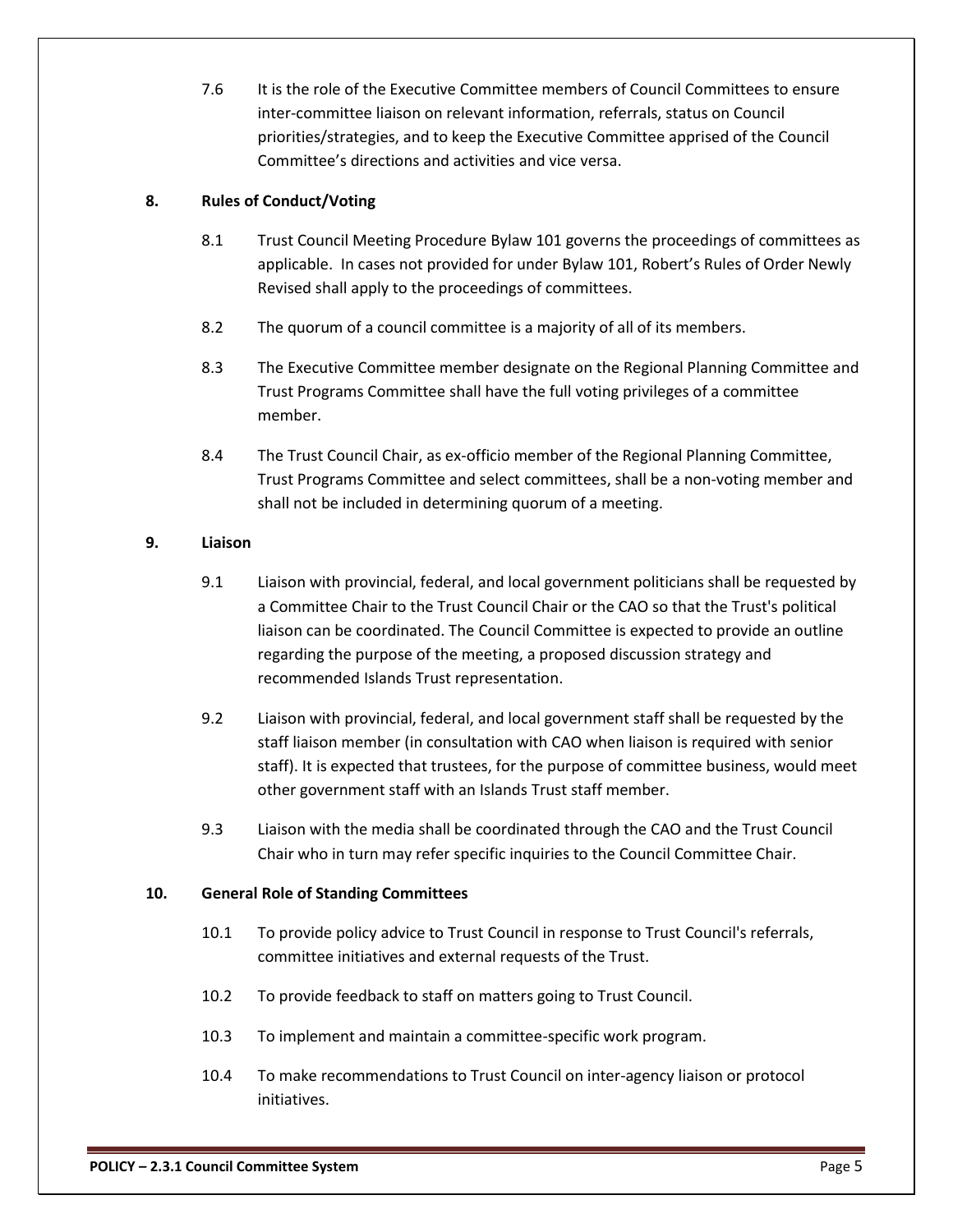7.6 It is the role of the Executive Committee members of Council Committees to ensure inter-committee liaison on relevant information, referrals, status on Council priorities/strategies, and to keep the Executive Committee apprised of the Council Committee's directions and activities and vice versa.

## 8. Rules of Conduct/Voting

8.1 Trust Council Meeting Procedure Bylaw 101 governs the proceedings of committees as applicable. In cases not provided for under Bylaw 101, Robert's Rules of Order Newly Revised shall apply to the proceedings of committees.

8.2 The quorum of a council committee is a majority of all of its members.

8.3 The Executive Committee member designate on the Regional Planning Committee and Trust Programs Committee shall have the full voting privileges of a committee member.

8.4 The Trust Council Chair, as ex-officio member of the Regional Planning Committee, Trust Programs Committee and select committees, shall be a non-voting member and shall not be included in determining quorum of a meeting.

## 9. Liaison

9.1 Liaison with provincial, federal, and local government politicians shall be requested by a Committee Chair to the Trust Council Chair or the CAO so that the Trust's political liaison can be coordinated. The Council Committee is expected to provide an outline regarding the purpose of the meeting, a proposed discussion strategy and recommended Islands Trust representation.

9.2 Liaison with provincial, federal, and local government staff shall be requested by the staff liaison member (in consultation with CAO when liaison is required with senior staff). It is expected that trustees, for the purpose of committee business, would meet other government staff with an Islands Trust staff member.

9.3 Liaison with the media shall be coordinated through the CAO and the Trust Council Chair who in turn may refer specific inquiries to the Council Committee Chair.

## 10. General Role of Standing Committees

10.1 To provide policy advice to Trust Council in response to Trust Council's referrals, committee initiatives and external requests of the Trust.

10.2 To provide feedback to staff on matters going to Trust Council.

10.3 To implement and maintain a committee-specific work program.

10.4 To make recommendations to Trust Council on inter-agency liaison or protocol initiatives.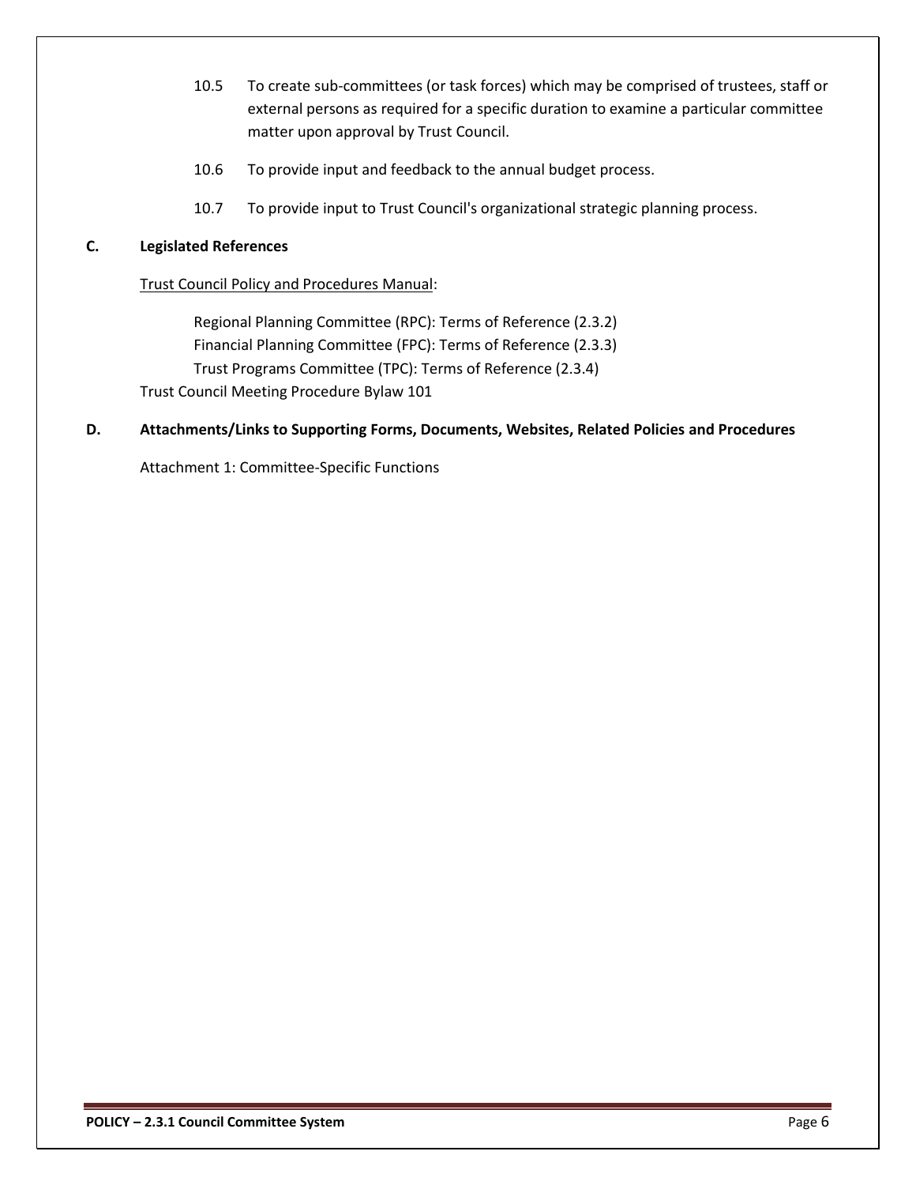10.5 To create sub-committees (or task forces) which may be comprised of trustees, staff or external persons as required for a specific duration to examine a particular committee matter upon approval by Trust Council.

10.6 To provide input and feedback to the annual budget process.

10.7 To provide input to Trust Council's organizational strategic planning process.

## C. Legislated References

Trust Council Policy and Procedures Manual:

Regional Planning Committee (RPC): Terms of Reference (2.3.2)
Financial Planning Committee (FPC): Terms of Reference (2.3.3)
Trust Programs Committee (TPC): Terms of Reference (2.3.4)

Trust Council Meeting Procedure Bylaw 101

## D. Attachments/Links to Supporting Forms, Documents, Websites, Related Policies and Procedures

Attachment 1: Committee-Specific Functions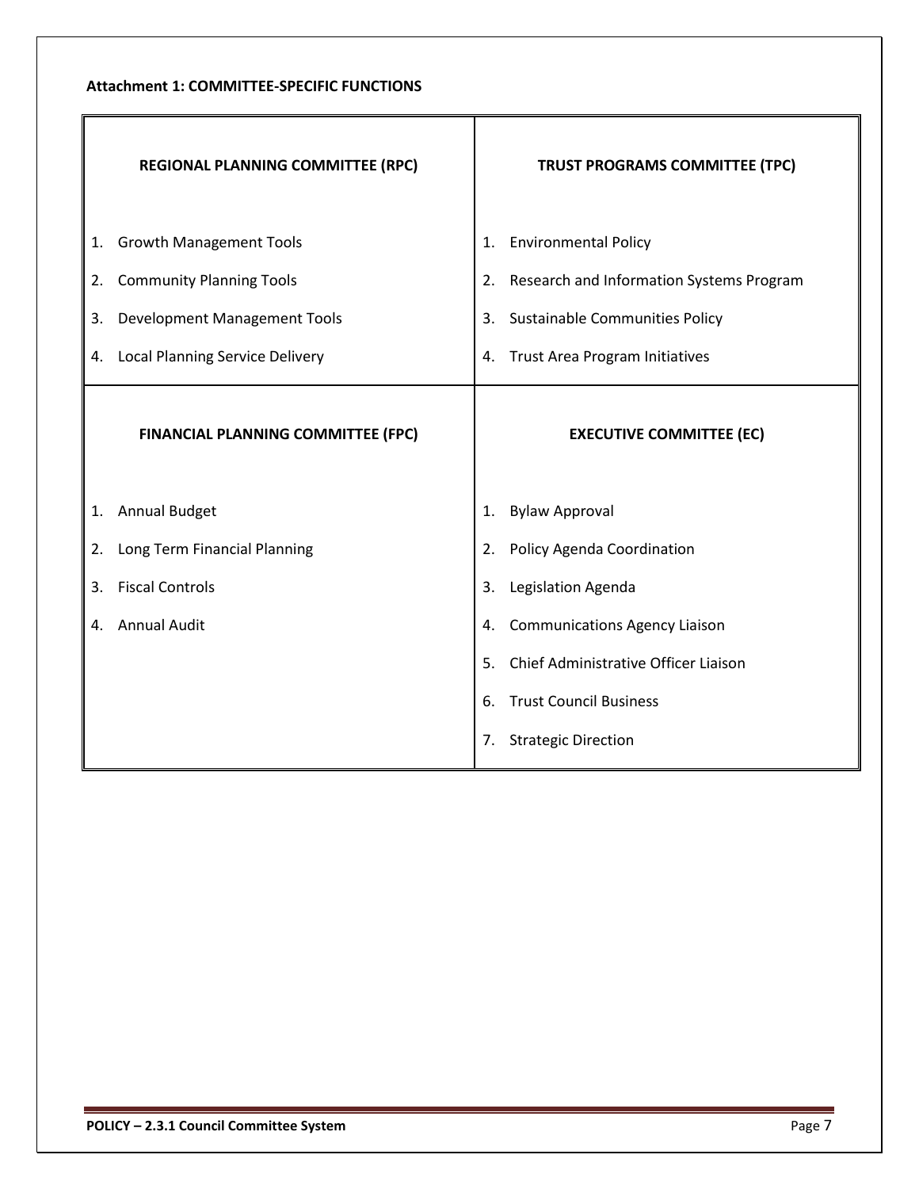**Attachment 1: COMMITTEE-SPECIFIC FUNCTIONS**

| | |
|---|---|
| **REGIONAL PLANNING COMMITTEE (RPC)**<br><br>1. Growth Management Tools<br>2. Community Planning Tools<br>3. Development Management Tools<br>4. Local Planning Service Delivery | **TRUST PROGRAMS COMMITTEE (TPC)**<br><br>1. Environmental Policy<br>2. Research and Information Systems Program<br>3. Sustainable Communities Policy<br>4. Trust Area Program Initiatives |
| **FINANCIAL PLANNING COMMITTEE (FPC)**<br><br>1. Annual Budget<br>2. Long Term Financial Planning<br>3. Fiscal Controls<br>4. Annual Audit | **EXECUTIVE COMMITTEE (EC)**<br><br>1. Bylaw Approval<br>2. Policy Agenda Coordination<br>3. Legislation Agenda<br>4. Communications Agency Liaison<br>5. Chief Administrative Officer Liaison<br>6. Trust Council Business<br>7. Strategic Direction |